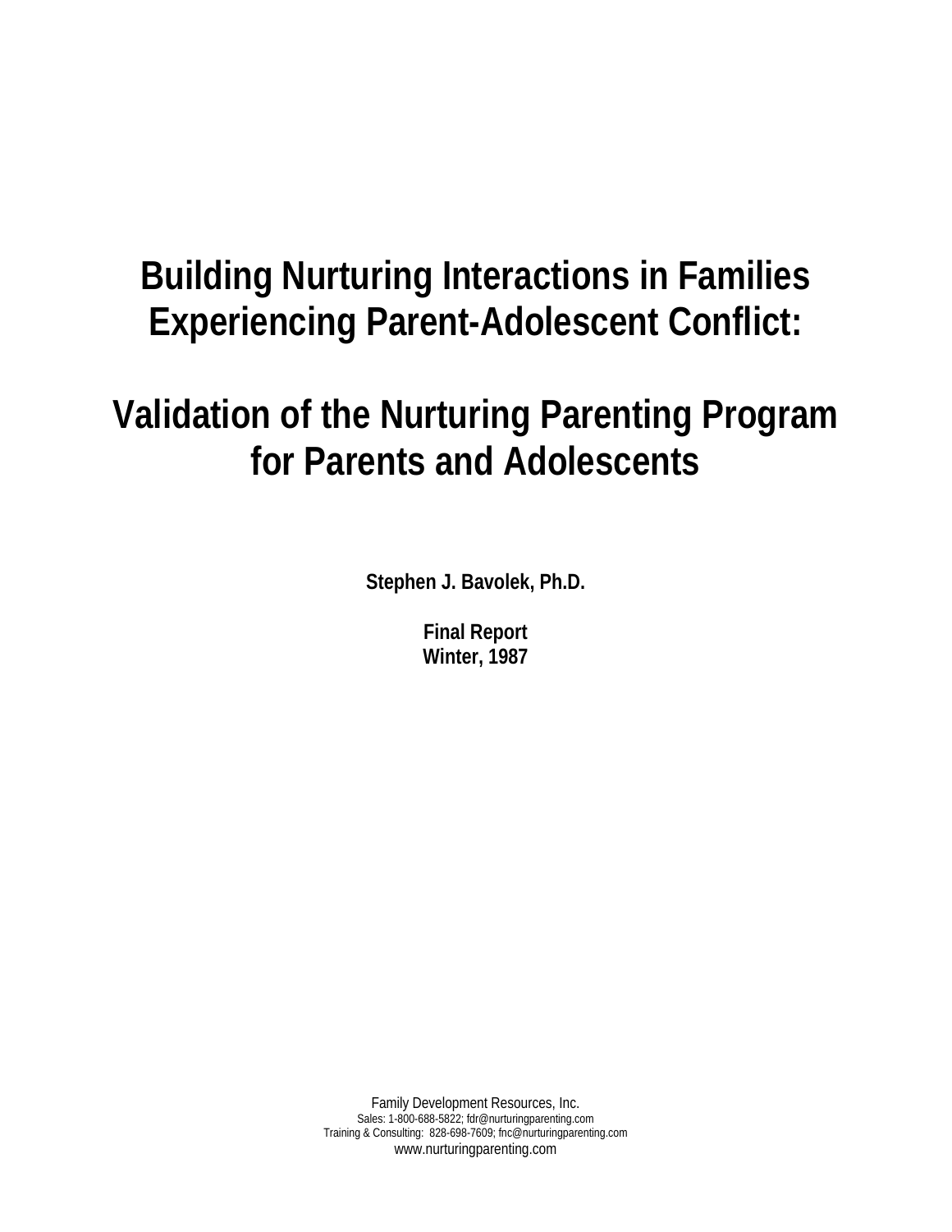# Building Nurturing Interactions in Families Experiencing Parent-Adolescent Conflict:

# Validation of the Nurturing Parenting Program for Parents and Adolescents

**Stephen J. Bavolek, Ph.D.**

**Final Report**
**Winter, 1987**

Family Development Resources, Inc.
Sales: 1-800-688-5822; fdr@nurturingparenting.com
Training & Consulting: 828-698-7609; fnc@nurturingparenting.com
www.nurturingparenting.com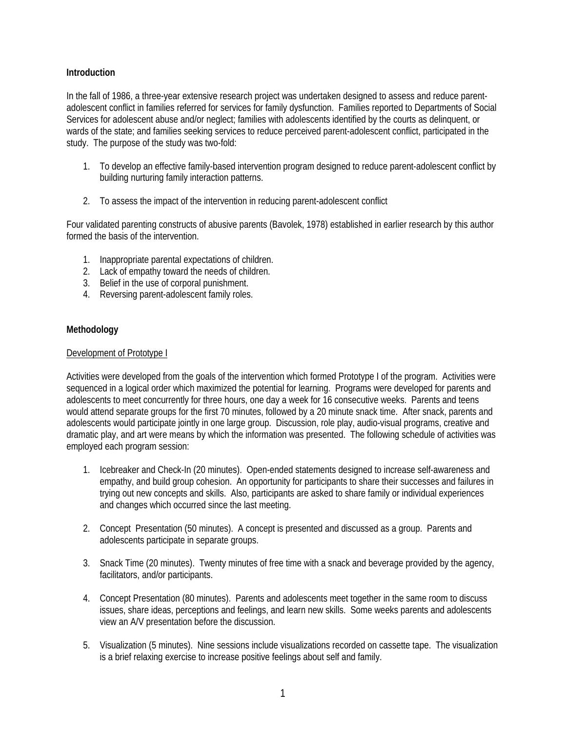**Introduction**

In the fall of 1986, a three-year extensive research project was undertaken designed to assess and reduce parent-adolescent conflict in families referred for services for family dysfunction. Families reported to Departments of Social Services for adolescent abuse and/or neglect; families with adolescents identified by the courts as delinquent, or wards of the state; and families seeking services to reduce perceived parent-adolescent conflict, participated in the study. The purpose of the study was two-fold:

1. To develop an effective family-based intervention program designed to reduce parent-adolescent conflict by building nurturing family interaction patterns.

2. To assess the impact of the intervention in reducing parent-adolescent conflict

Four validated parenting constructs of abusive parents (Bavolek, 1978) established in earlier research by this author formed the basis of the intervention.

1. Inappropriate parental expectations of children.
2. Lack of empathy toward the needs of children.
3. Belief in the use of corporal punishment.
4. Reversing parent-adolescent family roles.

**Methodology**

<u>Development of Prototype I</u>

Activities were developed from the goals of the intervention which formed Prototype I of the program. Activities were sequenced in a logical order which maximized the potential for learning. Programs were developed for parents and adolescents to meet concurrently for three hours, one day a week for 16 consecutive weeks. Parents and teens would attend separate groups for the first 70 minutes, followed by a 20 minute snack time. After snack, parents and adolescents would participate jointly in one large group. Discussion, role play, audio-visual programs, creative and dramatic play, and art were means by which the information was presented. The following schedule of activities was employed each program session:

1. Icebreaker and Check-In (20 minutes). Open-ended statements designed to increase self-awareness and empathy, and build group cohesion. An opportunity for participants to share their successes and failures in trying out new concepts and skills. Also, participants are asked to share family or individual experiences and changes which occurred since the last meeting.

2. Concept Presentation (50 minutes). A concept is presented and discussed as a group. Parents and adolescents participate in separate groups.

3. Snack Time (20 minutes). Twenty minutes of free time with a snack and beverage provided by the agency, facilitators, and/or participants.

4. Concept Presentation (80 minutes). Parents and adolescents meet together in the same room to discuss issues, share ideas, perceptions and feelings, and learn new skills. Some weeks parents and adolescents view an A/V presentation before the discussion.

5. Visualization (5 minutes). Nine sessions include visualizations recorded on cassette tape. The visualization is a brief relaxing exercise to increase positive feelings about self and family.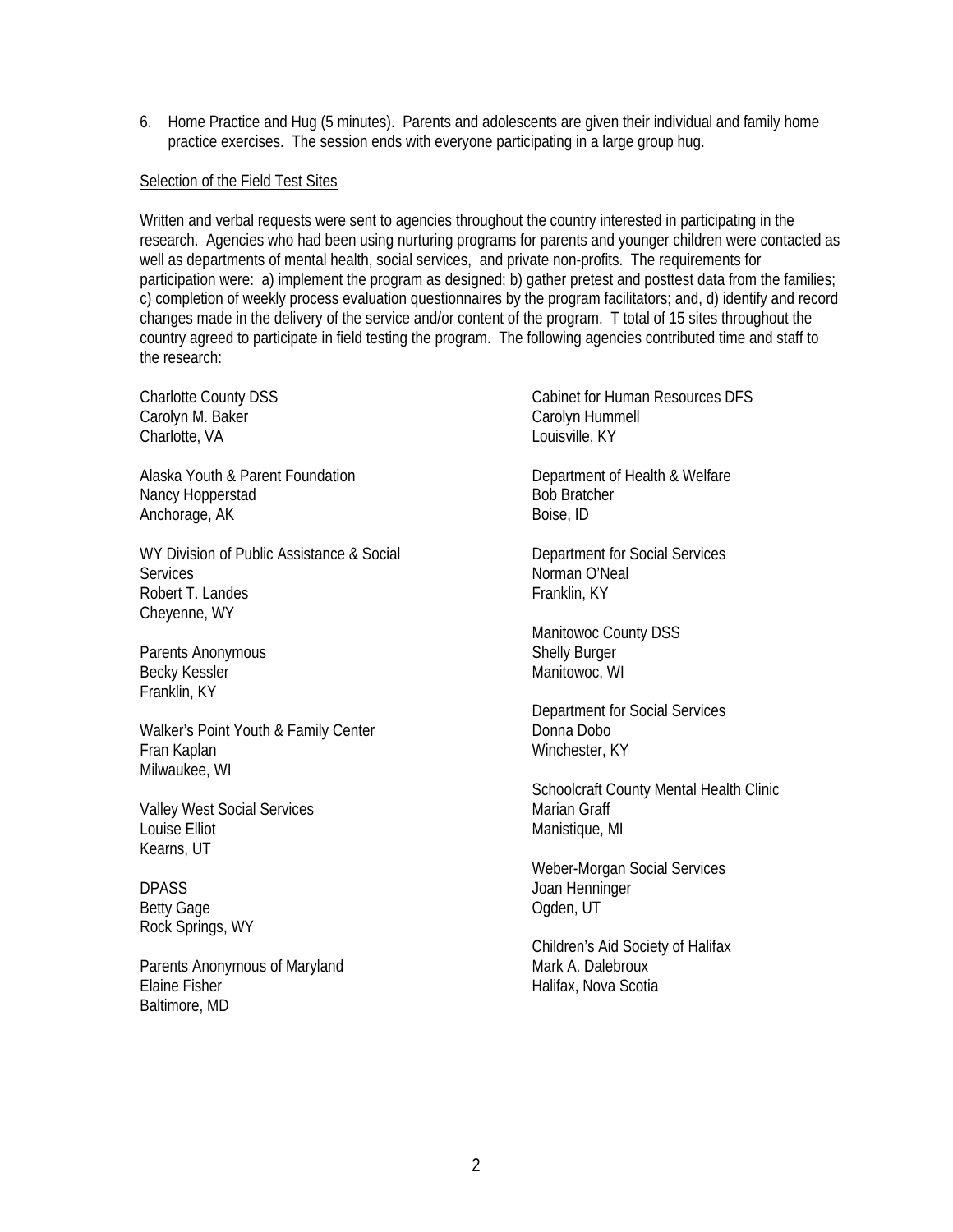6. Home Practice and Hug (5 minutes). Parents and adolescents are given their individual and family home practice exercises. The session ends with everyone participating in a large group hug.

<u>Selection of the Field Test Sites</u>

Written and verbal requests were sent to agencies throughout the country interested in participating in the research. Agencies who had been using nurturing programs for parents and younger children were contacted as well as departments of mental health, social services, and private non-profits. The requirements for participation were: a) implement the program as designed; b) gather pretest and posttest data from the families; c) completion of weekly process evaluation questionnaires by the program facilitators; and, d) identify and record changes made in the delivery of the service and/or content of the program. T total of 15 sites throughout the country agreed to participate in field testing the program. The following agencies contributed time and staff to the research:

Charlotte County DSS
Carolyn M. Baker
Charlotte, VA

Alaska Youth & Parent Foundation
Nancy Hopperstad
Anchorage, AK

WY Division of Public Assistance & Social Services
Robert T. Landes
Cheyenne, WY

Parents Anonymous
Becky Kessler
Franklin, KY

Walker's Point Youth & Family Center
Fran Kaplan
Milwaukee, WI

Valley West Social Services
Louise Elliot
Kearns, UT

DPASS
Betty Gage
Rock Springs, WY

Parents Anonymous of Maryland
Elaine Fisher
Baltimore, MD

Cabinet for Human Resources DFS
Carolyn Hummell
Louisville, KY

Department of Health & Welfare
Bob Bratcher
Boise, ID

Department for Social Services
Norman O'Neal
Franklin, KY

Manitowoc County DSS
Shelly Burger
Manitowoc, WI

Department for Social Services
Donna Dobo
Winchester, KY

Schoolcraft County Mental Health Clinic
Marian Graff
Manistique, MI

Weber-Morgan Social Services
Joan Henninger
Ogden, UT

Children's Aid Society of Halifax
Mark A. Dalebroux
Halifax, Nova Scotia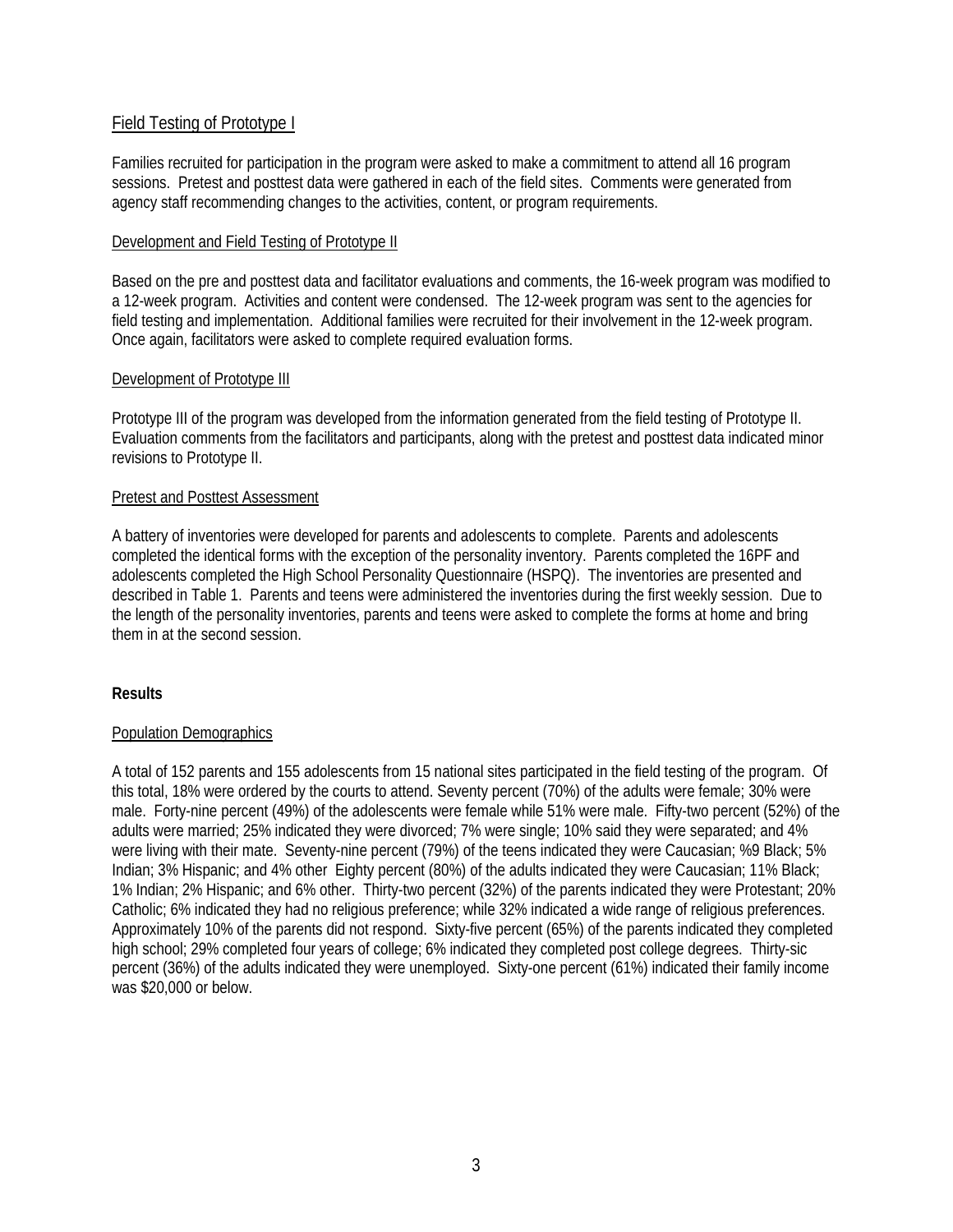Field Testing of Prototype I

Families recruited for participation in the program were asked to make a commitment to attend all 16 program sessions. Pretest and posttest data were gathered in each of the field sites. Comments were generated from agency staff recommending changes to the activities, content, or program requirements.

Development and Field Testing of Prototype II

Based on the pre and posttest data and facilitator evaluations and comments, the 16-week program was modified to a 12-week program. Activities and content were condensed. The 12-week program was sent to the agencies for field testing and implementation. Additional families were recruited for their involvement in the 12-week program. Once again, facilitators were asked to complete required evaluation forms.

Development of Prototype III

Prototype III of the program was developed from the information generated from the field testing of Prototype II. Evaluation comments from the facilitators and participants, along with the pretest and posttest data indicated minor revisions to Prototype II.

Pretest and Posttest Assessment

A battery of inventories were developed for parents and adolescents to complete. Parents and adolescents completed the identical forms with the exception of the personality inventory. Parents completed the 16PF and adolescents completed the High School Personality Questionnaire (HSPQ). The inventories are presented and described in Table 1. Parents and teens were administered the inventories during the first weekly session. Due to the length of the personality inventories, parents and teens were asked to complete the forms at home and bring them in at the second session.

**Results**

Population Demographics

A total of 152 parents and 155 adolescents from 15 national sites participated in the field testing of the program. Of this total, 18% were ordered by the courts to attend. Seventy percent (70%) of the adults were female; 30% were male. Forty-nine percent (49%) of the adolescents were female while 51% were male. Fifty-two percent (52%) of the adults were married; 25% indicated they were divorced; 7% were single; 10% said they were separated; and 4% were living with their mate. Seventy-nine percent (79%) of the teens indicated they were Caucasian; %9 Black; 5% Indian; 3% Hispanic; and 4% other Eighty percent (80%) of the adults indicated they were Caucasian; 11% Black; 1% Indian; 2% Hispanic; and 6% other. Thirty-two percent (32%) of the parents indicated they were Protestant; 20% Catholic; 6% indicated they had no religious preference; while 32% indicated a wide range of religious preferences. Approximately 10% of the parents did not respond. Sixty-five percent (65%) of the parents indicated they completed high school; 29% completed four years of college; 6% indicated they completed post college degrees. Thirty-sic percent (36%) of the adults indicated they were unemployed. Sixty-one percent (61%) indicated their family income was $20,000 or below.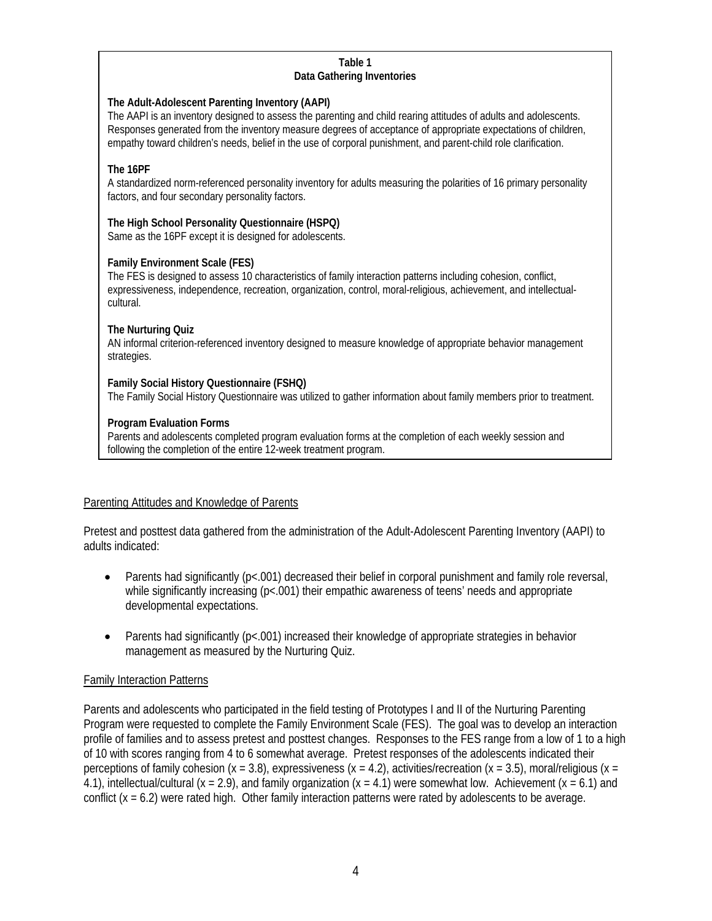**Table 1**
**Data Gathering Inventories**

**The Adult-Adolescent Parenting Inventory (AAPI)**
The AAPI is an inventory designed to assess the parenting and child rearing attitudes of adults and adolescents. Responses generated from the inventory measure degrees of acceptance of appropriate expectations of children, empathy toward children's needs, belief in the use of corporal punishment, and parent-child role clarification.

**The 16PF**
A standardized norm-referenced personality inventory for adults measuring the polarities of 16 primary personality factors, and four secondary personality factors.

**The High School Personality Questionnaire (HSPQ)**
Same as the 16PF except it is designed for adolescents.

**Family Environment Scale (FES)**
The FES is designed to assess 10 characteristics of family interaction patterns including cohesion, conflict, expressiveness, independence, recreation, organization, control, moral-religious, achievement, and intellectual-cultural.

**The Nurturing Quiz**
AN informal criterion-referenced inventory designed to measure knowledge of appropriate behavior management strategies.

**Family Social History Questionnaire (FSHQ)**
The Family Social History Questionnaire was utilized to gather information about family members prior to treatment.

**Program Evaluation Forms**
Parents and adolescents completed program evaluation forms at the completion of each weekly session and following the completion of the entire 12-week treatment program.

<u>Parenting Attitudes and Knowledge of Parents</u>

Pretest and posttest data gathered from the administration of the Adult-Adolescent Parenting Inventory (AAPI) to adults indicated:

- Parents had significantly ($p<.001$) decreased their belief in corporal punishment and family role reversal, while significantly increasing ($p<.001$) their empathic awareness of teens' needs and appropriate developmental expectations.
- Parents had significantly ($p<.001$) increased their knowledge of appropriate strategies in behavior management as measured by the Nurturing Quiz.

<u>Family Interaction Patterns</u>

Parents and adolescents who participated in the field testing of Prototypes I and II of the Nurturing Parenting Program were requested to complete the Family Environment Scale (FES). The goal was to develop an interaction profile of families and to assess pretest and posttest changes. Responses to the FES range from a low of 1 to a high of 10 with scores ranging from 4 to 6 somewhat average. Pretest responses of the adolescents indicated their perceptions of family cohesion ($x = 3.8$), expressiveness ($x = 4.2$), activities/recreation ($x = 3.5$), moral/religious ($x = 4.1$), intellectual/cultural ($x = 2.9$), and family organization ($x = 4.1$) were somewhat low. Achievement ($x = 6.1$) and conflict ($x = 6.2$) were rated high. Other family interaction patterns were rated by adolescents to be average.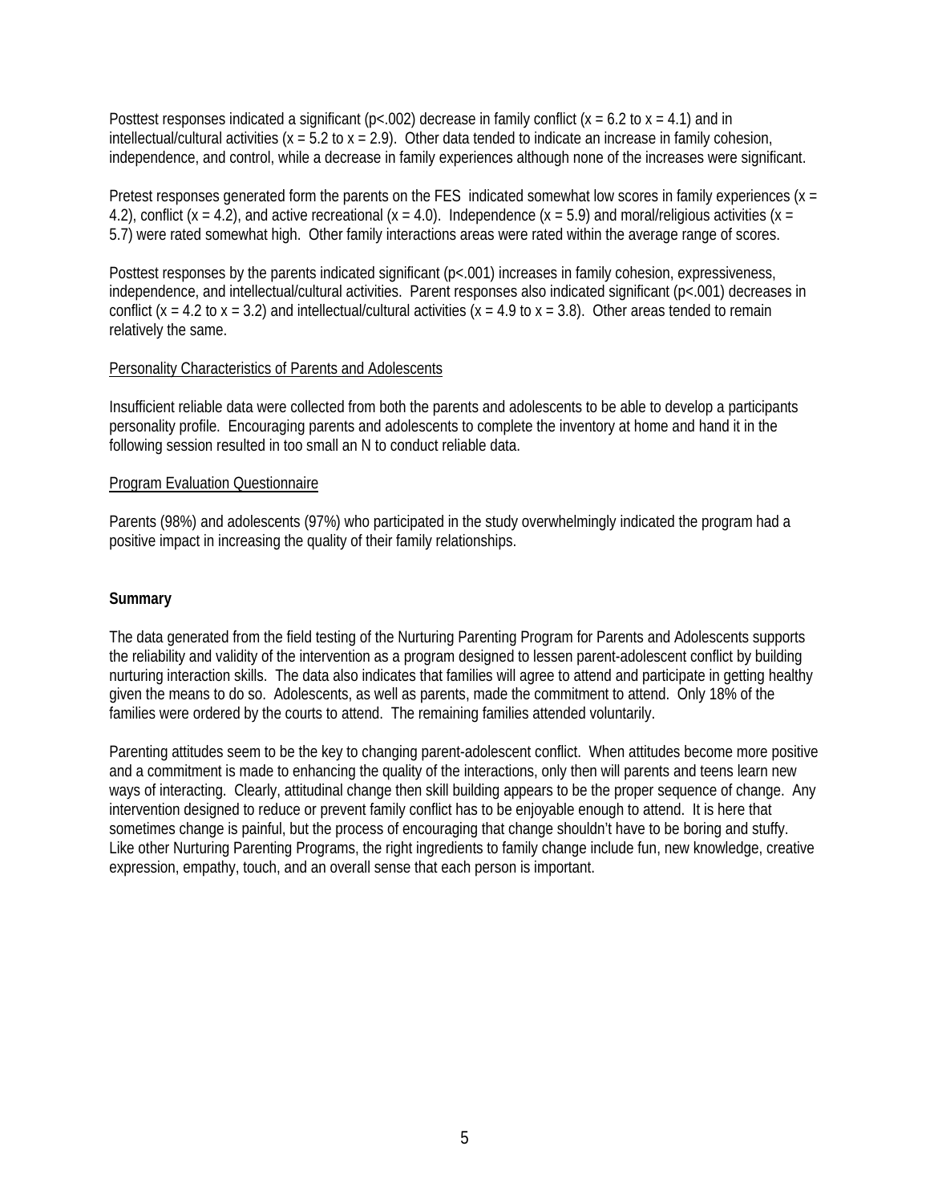Posttest responses indicated a significant ($p<.002$) decrease in family conflict ($x = 6.2$ to $x = 4.1$) and in intellectual/cultural activities ($x = 5.2$ to $x = 2.9$). Other data tended to indicate an increase in family cohesion, independence, and control, while a decrease in family experiences although none of the increases were significant.

Pretest responses generated form the parents on the FES indicated somewhat low scores in family experiences ($x = 4.2$), conflict ($x = 4.2$), and active recreational ($x = 4.0$). Independence ($x = 5.9$) and moral/religious activities ($x = 5.7$) were rated somewhat high. Other family interactions areas were rated within the average range of scores.

Posttest responses by the parents indicated significant ($p<.001$) increases in family cohesion, expressiveness, independence, and intellectual/cultural activities. Parent responses also indicated significant ($p<.001$) decreases in conflict ($x = 4.2$ to $x = 3.2$) and intellectual/cultural activities ($x = 4.9$ to $x = 3.8$). Other areas tended to remain relatively the same.

Personality Characteristics of Parents and Adolescents

Insufficient reliable data were collected from both the parents and adolescents to be able to develop a participants personality profile. Encouraging parents and adolescents to complete the inventory at home and hand it in the following session resulted in too small an N to conduct reliable data.

Program Evaluation Questionnaire

Parents (98%) and adolescents (97%) who participated in the study overwhelmingly indicated the program had a positive impact in increasing the quality of their family relationships.

**Summary**

The data generated from the field testing of the Nurturing Parenting Program for Parents and Adolescents supports the reliability and validity of the intervention as a program designed to lessen parent-adolescent conflict by building nurturing interaction skills. The data also indicates that families will agree to attend and participate in getting healthy given the means to do so. Adolescents, as well as parents, made the commitment to attend. Only 18% of the families were ordered by the courts to attend. The remaining families attended voluntarily.

Parenting attitudes seem to be the key to changing parent-adolescent conflict. When attitudes become more positive and a commitment is made to enhancing the quality of the interactions, only then will parents and teens learn new ways of interacting. Clearly, attitudinal change then skill building appears to be the proper sequence of change. Any intervention designed to reduce or prevent family conflict has to be enjoyable enough to attend. It is here that sometimes change is painful, but the process of encouraging that change shouldn't have to be boring and stuffy. Like other Nurturing Parenting Programs, the right ingredients to family change include fun, new knowledge, creative expression, empathy, touch, and an overall sense that each person is important.